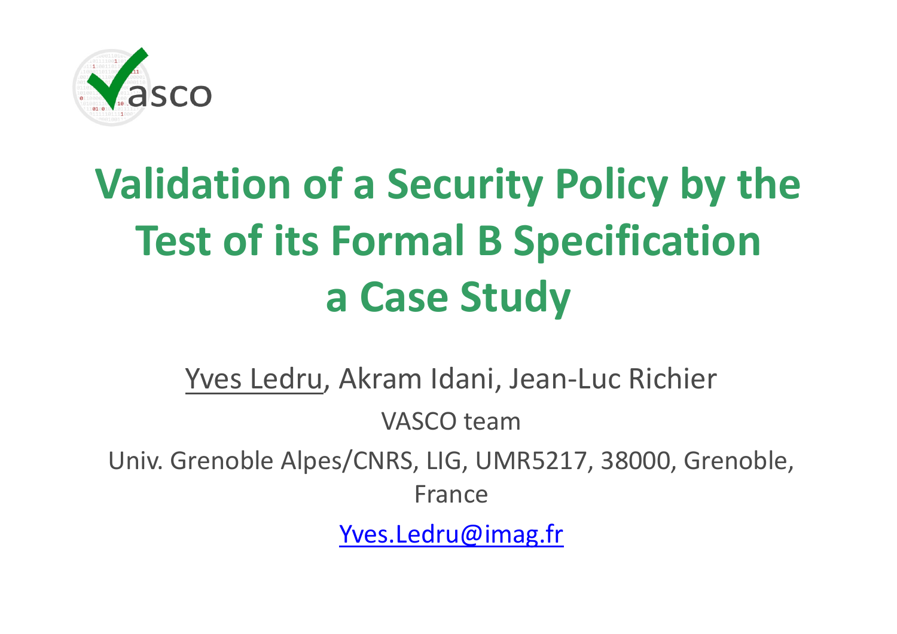# Validation of a Security Policy by the Test of its Formal B Specification a Case Study

Yves Ledru, Akram Idani, Jean-Luc Richier

VASCO team

Univ. Grenoble Alpes/CNRS, LIG, UMR5217, 38000, Grenoble, France

Yves.Ledru@imag.fr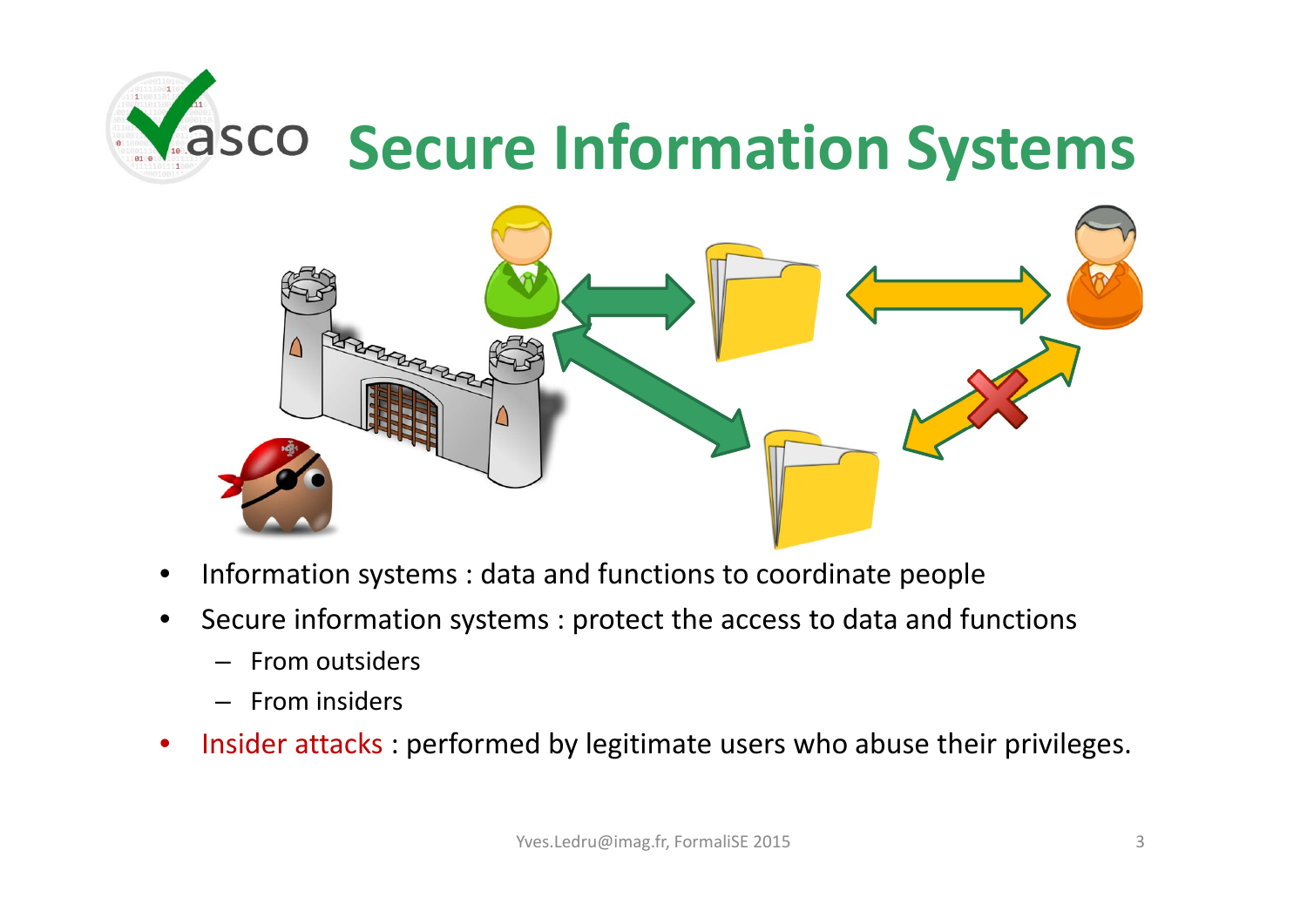# Secure Information Systems

- Information systems : data and functions to coordinate people
- Secure information systems : protect the access to data and functions
  - From outsiders
  - From insiders
- Insider attacks : performed by legitimate users who abuse their privileges.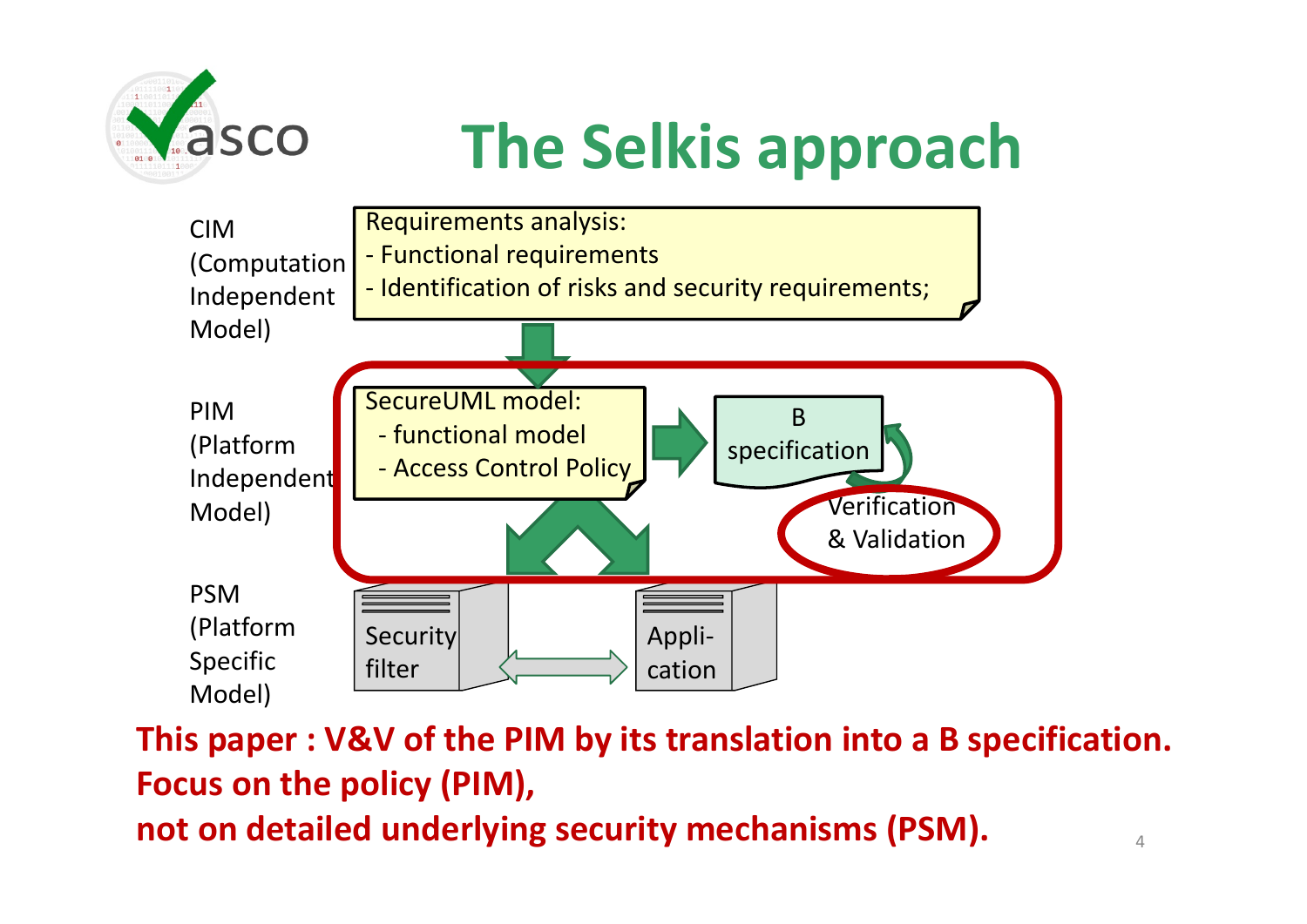# The Selkis approach

CIM (Computation Independent Model)

Requirements analysis:
- Functional requirements
- Identification of risks and security requirements;

PIM (Platform Independent Model)

SecureUML model:
- functional model
- Access Control Policy

B specification

Verification & Validation

PSM (Platform Specific Model)

Security filter

Appli-cation

**This paper : V&V of the PIM by its translation into a B specification.**
**Focus on the policy (PIM),**
**not on detailed underlying security mechanisms (PSM).**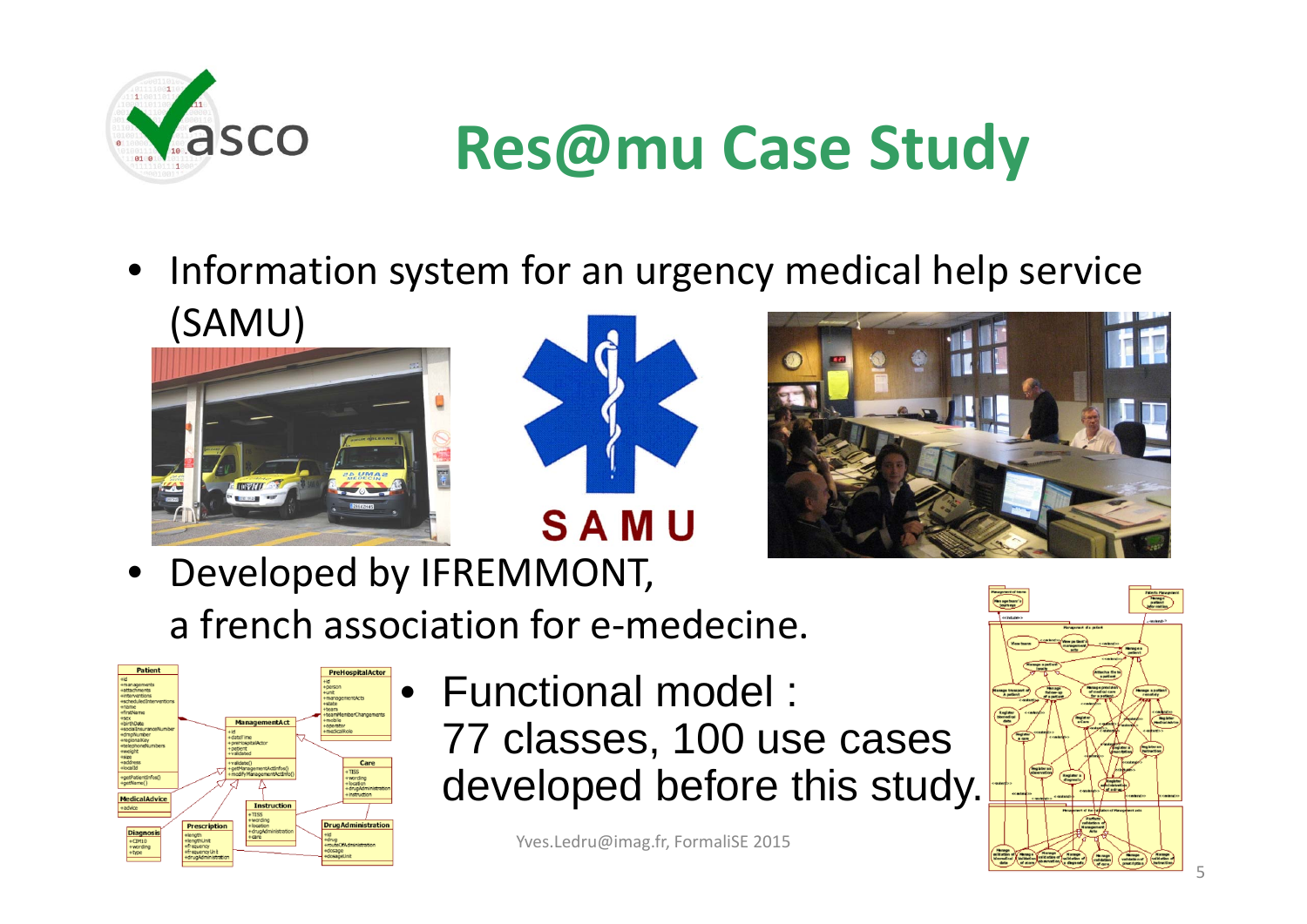# Res@mu Case Study

- Information system for an urgency medical help service (SAMU)
- Developed by IFREMMONT, a french association for e-medecine.
- Functional model : 77 classes, 100 use cases developed before this study.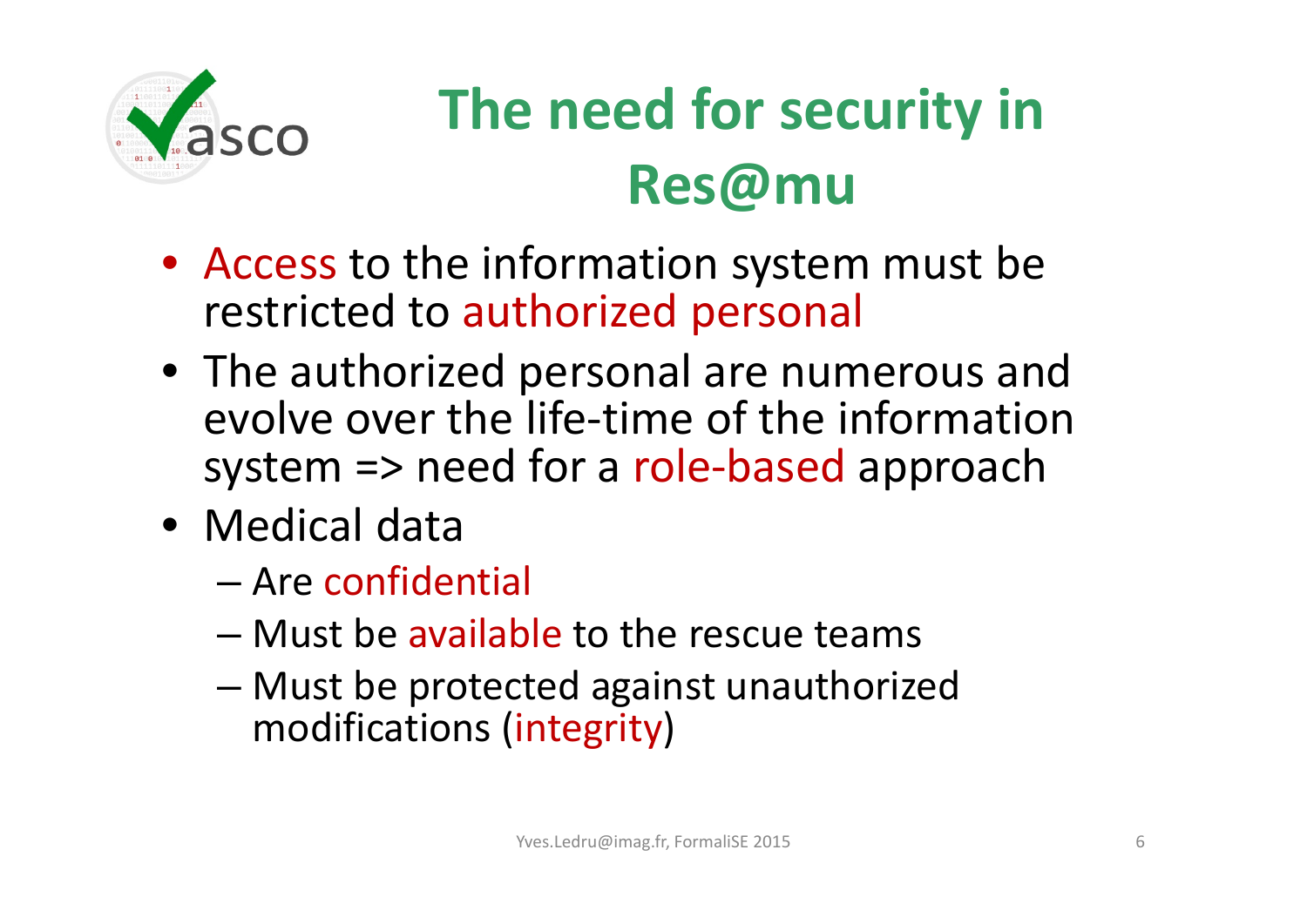# The need for security in Res@mu

- Access to the information system must be restricted to authorized personal
- The authorized personal are numerous and evolve over the life-time of the information system => need for a role-based approach
- Medical data
  - Are confidential
  - Must be available to the rescue teams
  - Must be protected against unauthorized modifications (integrity)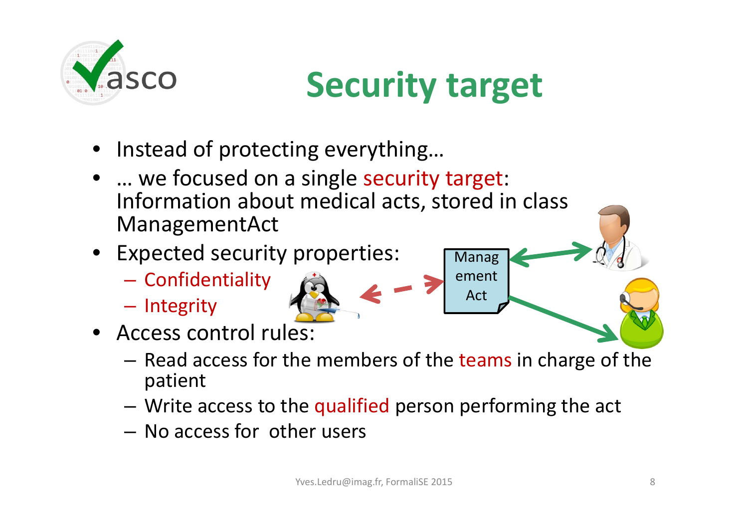# Security target

- Instead of protecting everything…
- … we focused on a single security target: Information about medical acts, stored in class ManagementAct
- Expected security properties:
  - Confidentiality
  - Integrity
- Access control rules:
  - Read access for the members of the teams in charge of the patient
  - Write access to the qualified person performing the act
  - No access for other users

Management Act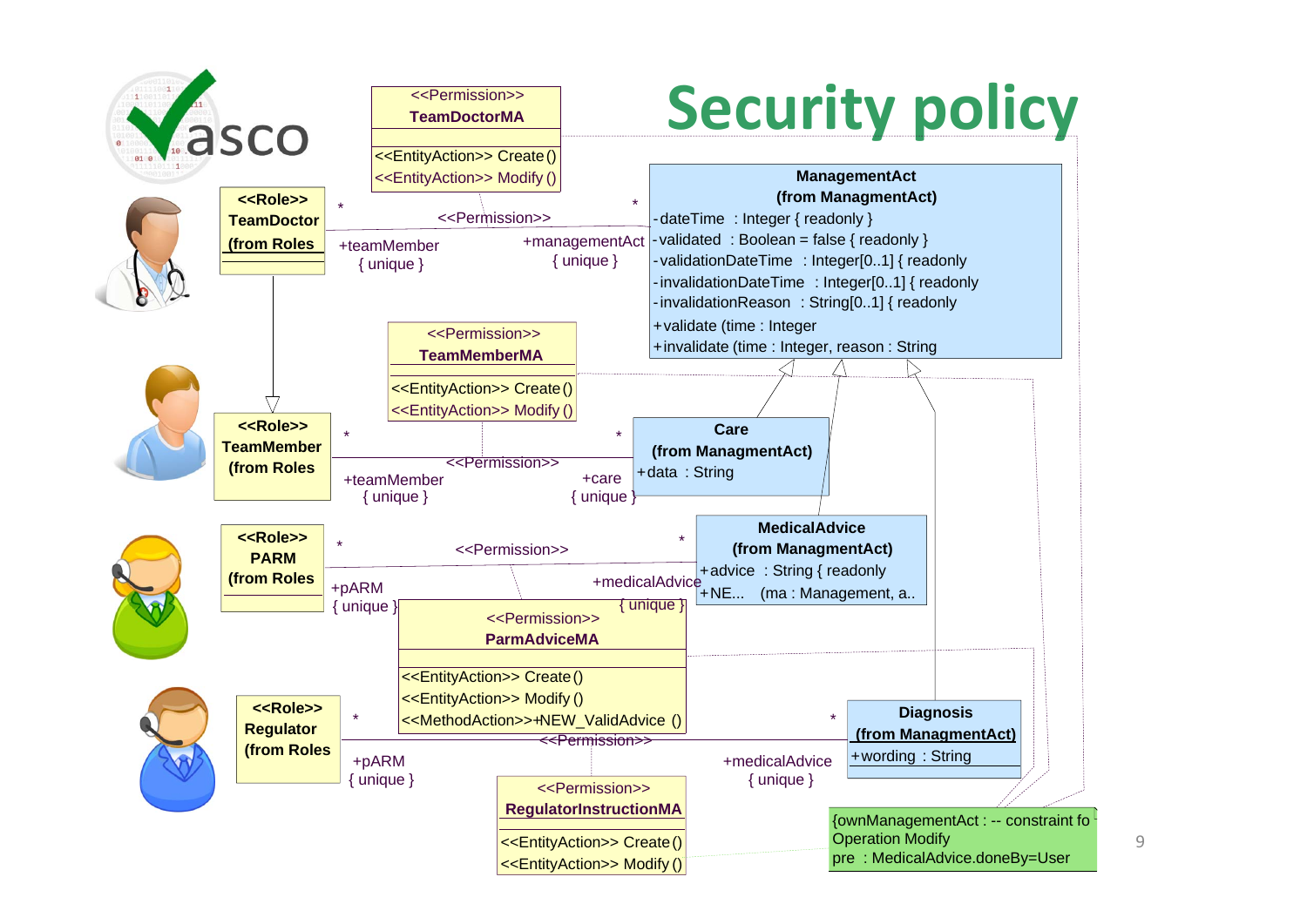# Security policy

**<<Permission>>**
**TeamDoctorMA**

<<EntityAction>> Create ()
<<EntityAction>> Modify ()

**<<Role>>**
**TeamDoctor**
**(from Roles**

\* <<Permission>> \*
+teamMember { unique }
+managementAct { unique }

**ManagementAct**
**(from ManagmentAct)**

- -dateTime : Integer { readonly }
- -validated : Boolean = false { readonly }
- -validationDateTime : Integer[0..1] { readonly
- -invalidationDateTime : Integer[0..1] { readonly
- -invalidationReason : String[0..1] { readonly
- +validate (time : Integer
- +invalidate (time : Integer, reason : String

**<<Permission>>**
**TeamMemberMA**

<<EntityAction>> Create ()
<<EntityAction>> Modify ()

**<<Role>>**
**TeamMember**
**(from Roles**

\* <<Permission>> \*
+teamMember { unique }
+care { unique }

**Care**
**(from ManagmentAct)**

+data : String

**<<Role>>**
**PARM**
**(from Roles**

\* <<Permission>> \*
+pARM { unique }
+medicalAdvice { unique }

**MedicalAdvice**
**(from ManagmentAct)**

+advice : String { readonly
+NE... (ma : Management, a..

**<<Permission>>**
**ParmAdviceMA**

<<EntityAction>> Create ()
<<EntityAction>> Modify ()
<<MethodAction>>+NEW_ValidAdvice ()

**<<Role>>**
**Regulator**
**(from Roles**

\* <<Permission>> \*
+pARM { unique }
+medicalAdvice { unique }

**Diagnosis**
**(from ManagmentAct)**

+wording : String

**<<Permission>>**
**RegulatorInstructionMA**

<<EntityAction>> Create ()
<<EntityAction>> Modify ()

{ownManagementAct : -- constraint fo
Operation Modify
pre : MedicalAdvice.doneBy=User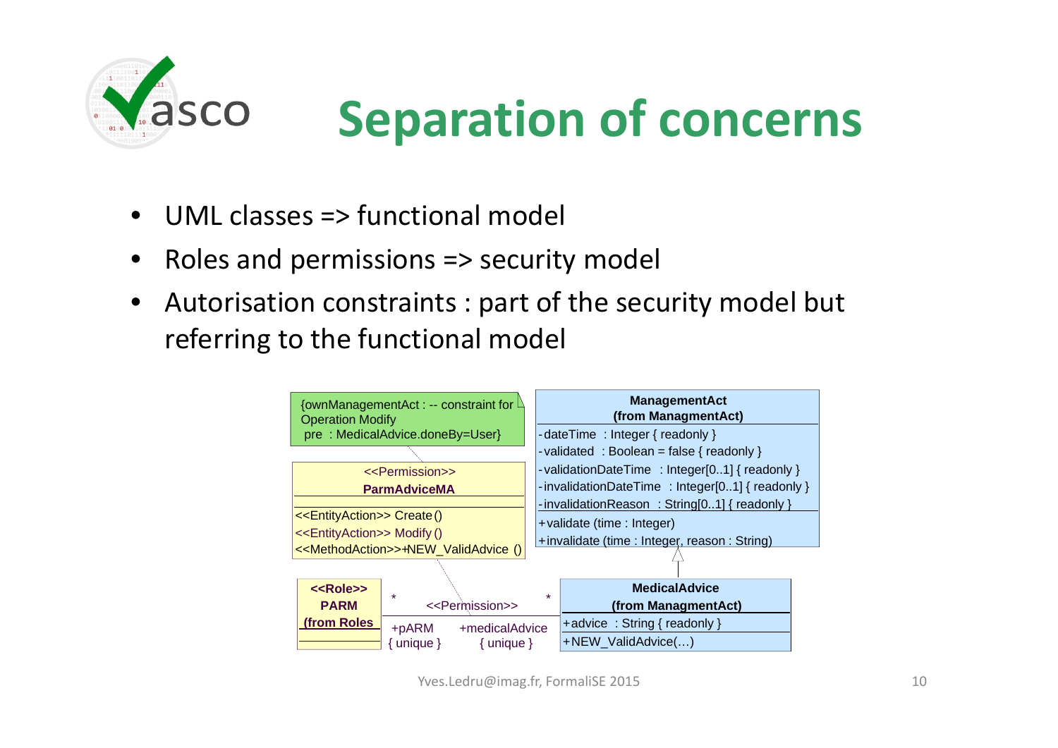# Separation of concerns

- UML classes => functional model
- Roles and permissions => security model
- Autorisation constraints : part of the security model but referring to the functional model

{ownManagementAct : -- constraint for Operation Modify
pre : MedicalAdvice.doneBy=User}

<<Permission>>
**ParmAdviceMA**

<<EntityAction>> Create ()
<<EntityAction>> Modify ()
<<MethodAction>>+NEW_ValidAdvice ()

**ManagementAct**
**(from ManagmentAct)**

-dateTime : Integer { readonly }
-validated : Boolean = false { readonly }
-validationDateTime : Integer[0..1] { readonly }
-invalidationDateTime : Integer[0..1] { readonly }
-invalidationReason : String[0..1] { readonly }
+validate (time : Integer)
+invalidate (time : Integer, reason : String)

**<<Role>>**
**PARM**
**(from Roles**

<<Permission>>
\* \*
+pARM { unique }
+medicalAdvice { unique }

**MedicalAdvice**
**(from ManagmentAct)**

+advice : String { readonly }
+NEW_ValidAdvice(…)

Yves.Ledru@imag.fr, FormaliSE 2015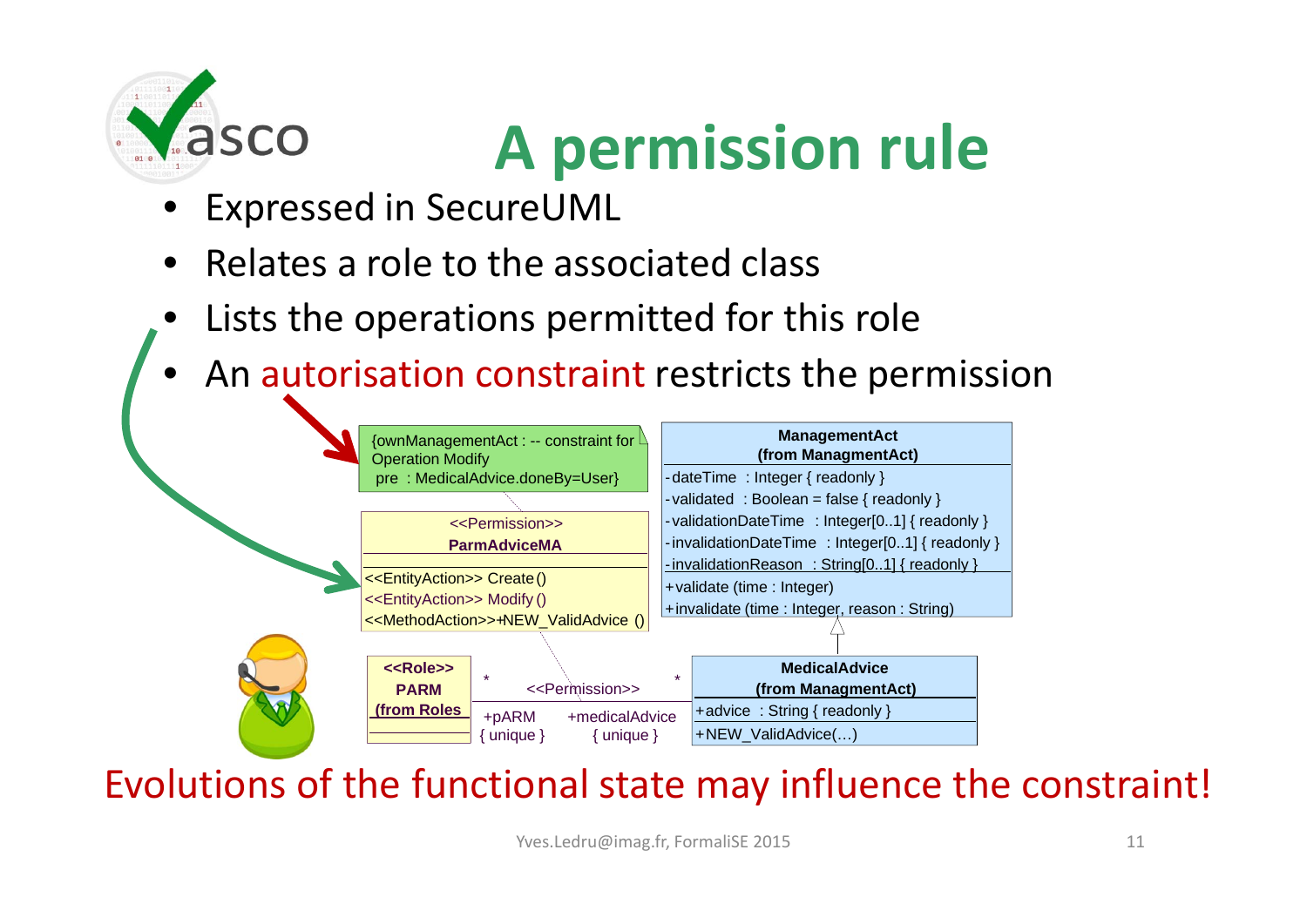# A permission rule

- Expressed in SecureUML
- Relates a role to the associated class
- Lists the operations permitted for this role
- An autorisation constraint restricts the permission

{ownManagementAct : -- constraint for Operation Modify
pre : MedicalAdvice.doneBy=User}

<<Permission>>
**ParmAdviceMA**

<<EntityAction>> Create ()
<<EntityAction>> Modify ()
<<MethodAction>>+NEW_ValidAdvice ()

**ManagementAct**
**(from ManagmentAct)**

-dateTime : Integer { readonly }
-validated : Boolean = false { readonly }
-validationDateTime : Integer[0..1] { readonly }
-invalidationDateTime : Integer[0..1] { readonly }
-invalidationReason : String[0..1] { readonly }

+validate (time : Integer)
+invalidate (time : Integer, reason : String)

**<<Role>>**
**PARM**
**(from Roles**

<<Permission>>
\* +pARM { unique } — \* +medicalAdvice { unique }

**MedicalAdvice**
**(from ManagmentAct)**

+advice : String { readonly }

+NEW_ValidAdvice(…)

Evolutions of the functional state may influence the constraint!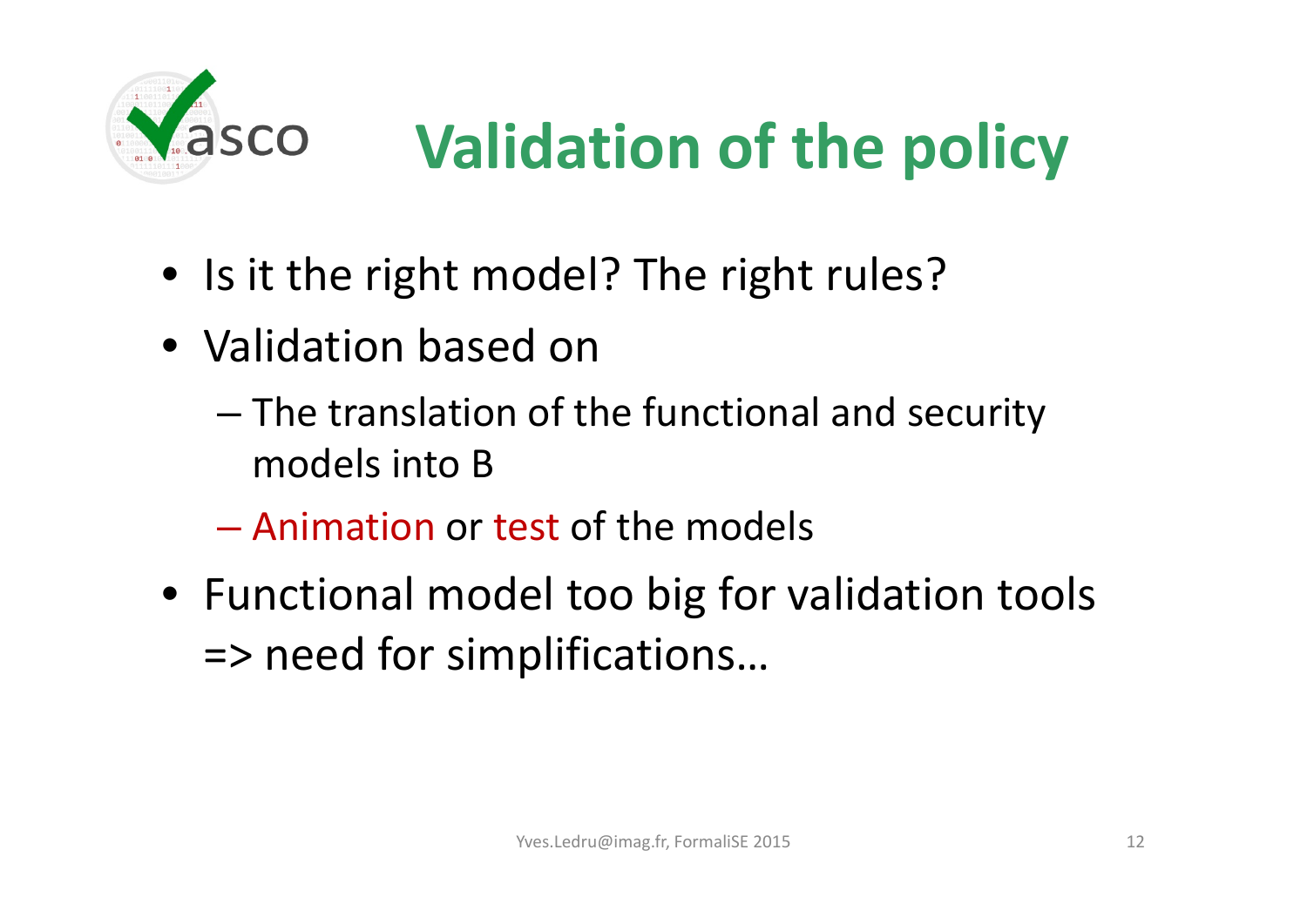# Validation of the policy

- Is it the right model? The right rules?
- Validation based on
  - The translation of the functional and security models into B
  - Animation or test of the models
- Functional model too big for validation tools => need for simplifications…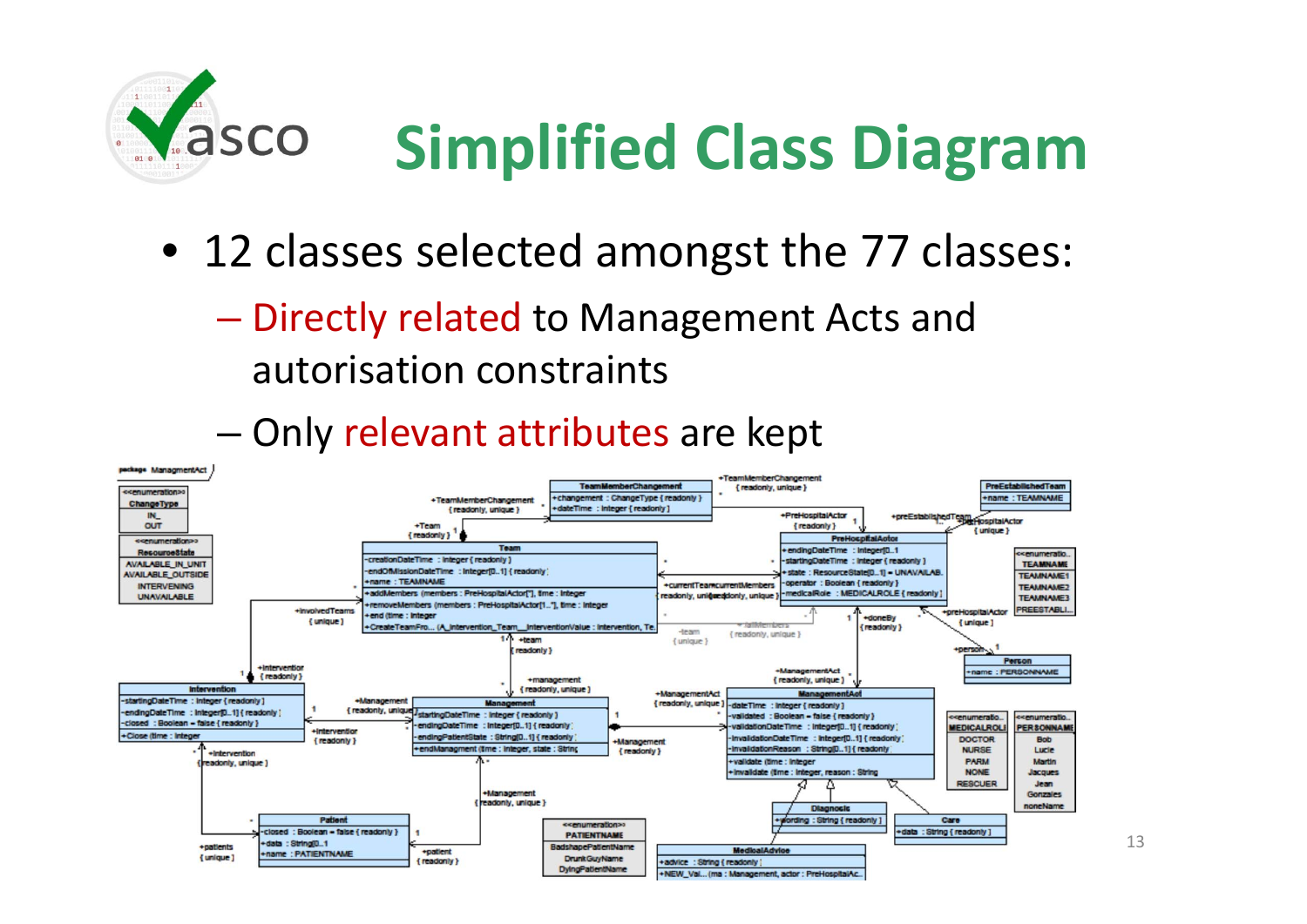# Simplified Class Diagram

- 12 classes selected amongst the 77 classes:
  - Directly related to Management Acts and autorisation constraints
  - Only relevant attributes are kept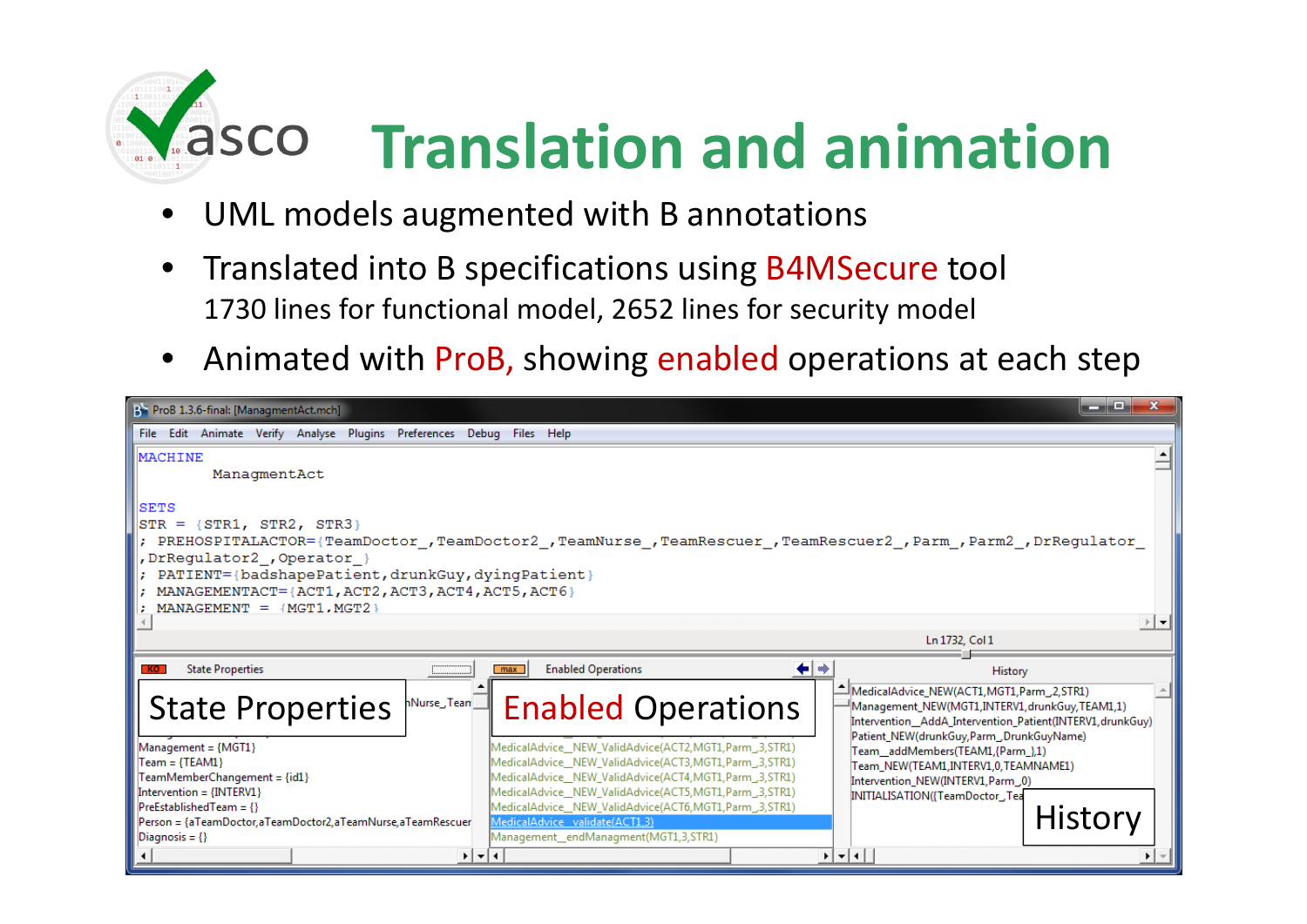# Translation and animation

- UML models augmented with B annotations
- Translated into B specifications using B4MSecure tool
  1730 lines for functional model, 2652 lines for security model
- Animated with ProB, showing enabled operations at each step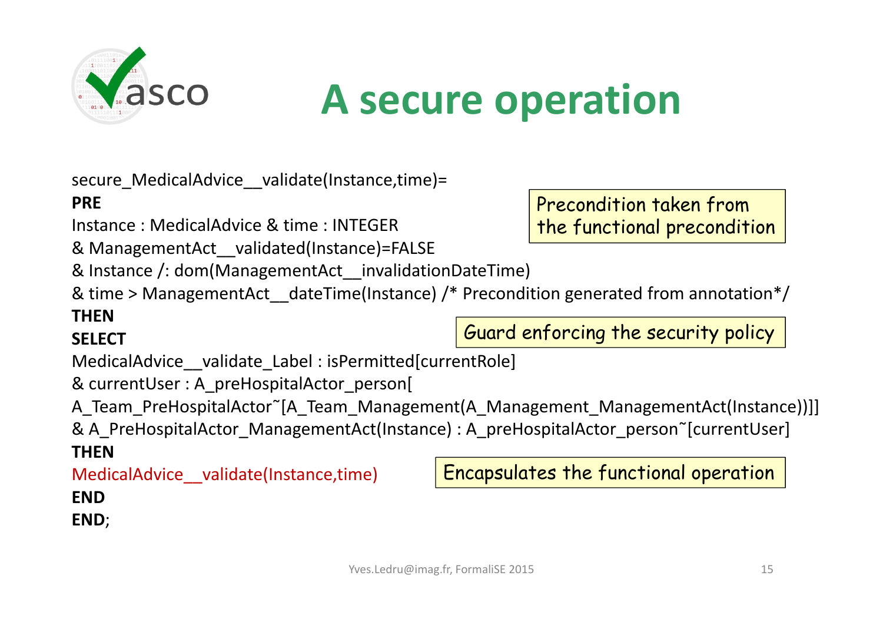# A secure operation

```
secure_MedicalAdvice__validate(Instance,time)=
PRE
Instance : MedicalAdvice & time : INTEGER
& ManagementAct__validated(Instance)=FALSE
& Instance /: dom(ManagementAct__invalidationDateTime)
& time > ManagementAct__dateTime(Instance) /* Precondition generated from annotation*/
THEN
SELECT
MedicalAdvice__validate_Label : isPermitted[currentRole]
& currentUser : A_preHospitalActor_person[
A_Team_PreHospitalActor~[A_Team_Management(A_Management_ManagementAct(Instance))]]
& A_PreHospitalActor_ManagementAct(Instance) : A_preHospitalActor_person~[currentUser]
THEN
MedicalAdvice__validate(Instance,time)
END
END;
```

Precondition taken from the functional precondition

Guard enforcing the security policy

Encapsulates the functional operation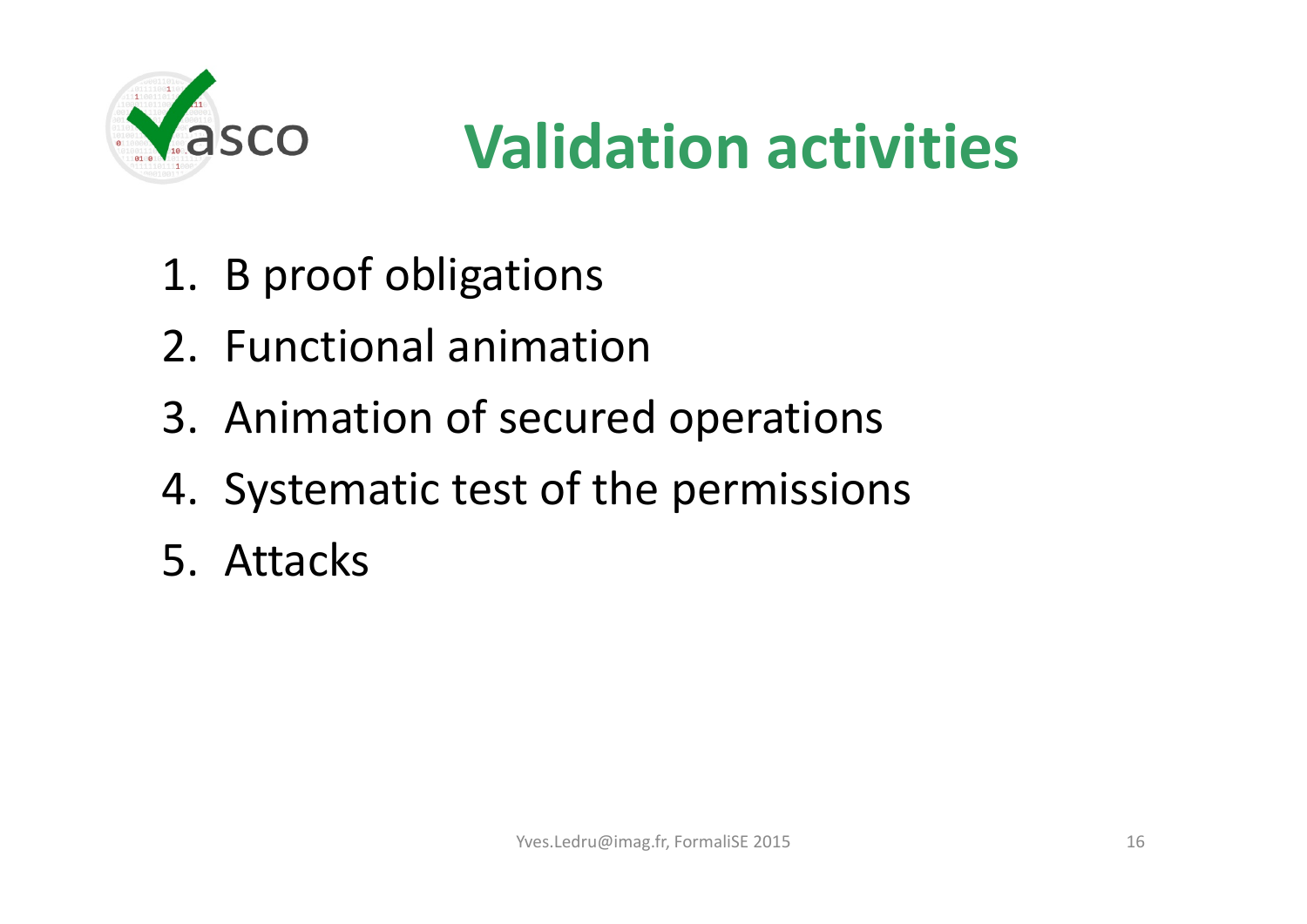# Validation activities

1. B proof obligations
2. Functional animation
3. Animation of secured operations
4. Systematic test of the permissions
5. Attacks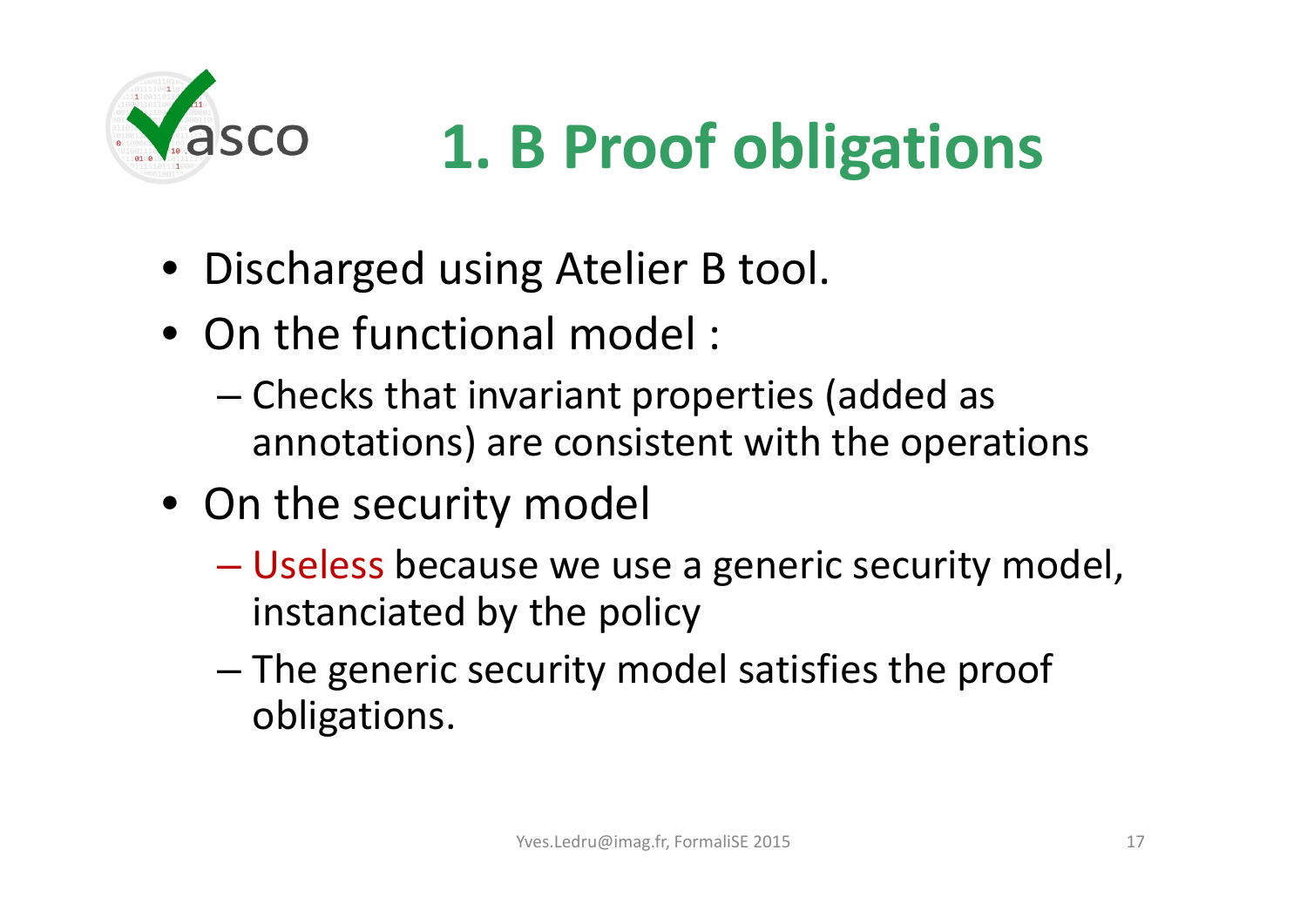# 1. B Proof obligations

- Discharged using Atelier B tool.
- On the functional model :
  - Checks that invariant properties (added as annotations) are consistent with the operations
- On the security model
  - Useless because we use a generic security model, instanciated by the policy
  - The generic security model satisfies the proof obligations.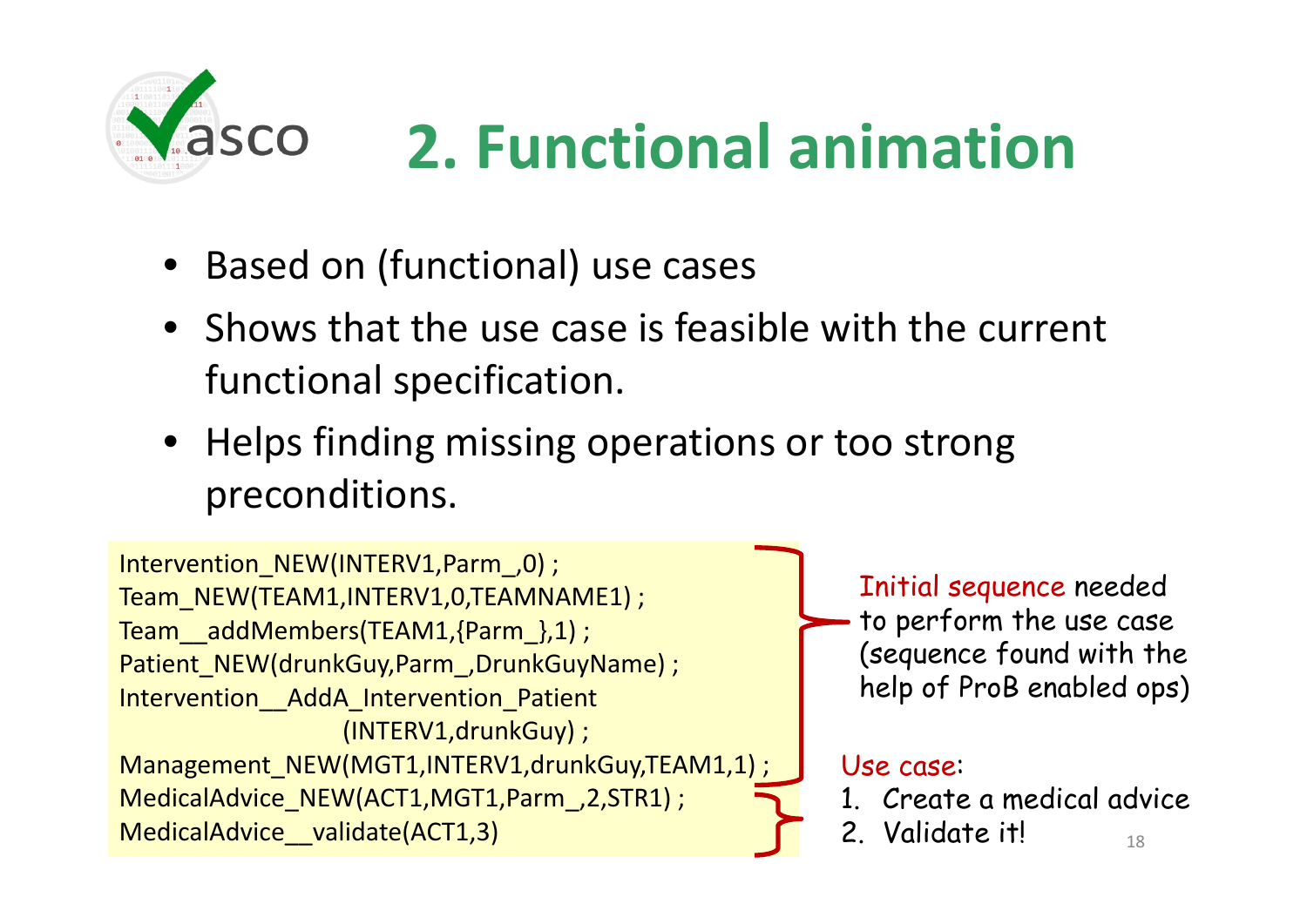# 2. Functional animation

- Based on (functional) use cases
- Shows that the use case is feasible with the current functional specification.
- Helps finding missing operations or too strong preconditions.

```
Intervention_NEW(INTERV1,Parm_,0) ;
Team_NEW(TEAM1,INTERV1,0,TEAMNAME1) ;
Team__addMembers(TEAM1,{Parm_},1) ;
Patient_NEW(drunkGuy,Parm_,DrunkGuyName) ;
Intervention__AddA_Intervention_Patient
                    (INTERV1,drunkGuy) ;
Management_NEW(MGT1,INTERV1,drunkGuy,TEAM1,1) ;
MedicalAdvice_NEW(ACT1,MGT1,Parm_,2,STR1) ;
MedicalAdvice__validate(ACT1,3)
```

Initial sequence needed to perform the use case (sequence found with the help of ProB enabled ops)

Use case:

1. Create a medical advice
2. Validate it!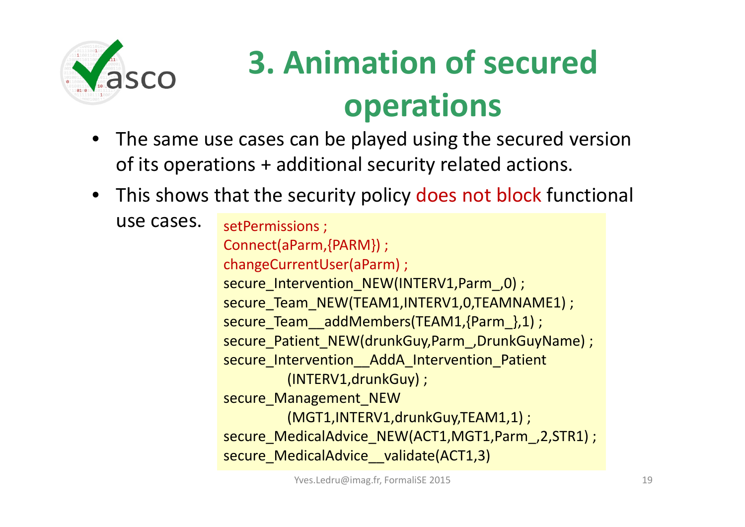# 3. Animation of secured operations

- The same use cases can be played using the secured version of its operations + additional security related actions.
- This shows that the security policy does not block functional use cases.

```
setPermissions ;
Connect(aParm,{PARM}) ;
changeCurrentUser(aParm) ;
secure_Intervention_NEW(INTERV1,Parm_,0) ;
secure_Team_NEW(TEAM1,INTERV1,0,TEAMNAME1) ;
secure_Team__addMembers(TEAM1,{Parm_},1) ;
secure_Patient_NEW(drunkGuy,Parm_,DrunkGuyName) ;
secure_Intervention__AddA_Intervention_Patient
          (INTERV1,drunkGuy) ;
secure_Management_NEW
          (MGT1,INTERV1,drunkGuy,TEAM1,1) ;
secure_MedicalAdvice_NEW(ACT1,MGT1,Parm_,2,STR1) ;
secure_MedicalAdvice__validate(ACT1,3)
```

Yves.Ledru@imag.fr, FormaliSE 2015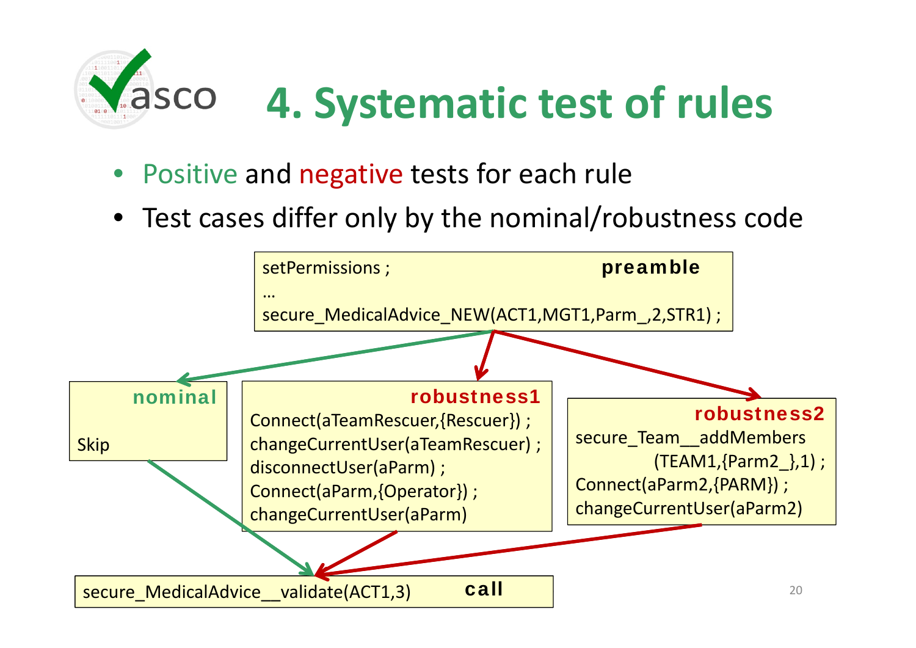# 4. Systematic test of rules

- Positive and negative tests for each rule
- Test cases differ only by the nominal/robustness code

**preamble**

```
setPermissions ;
…
secure_MedicalAdvice_NEW(ACT1,MGT1,Parm_,2,STR1) ;
```

**nominal**

```
Skip
```

**robustness1**

```
Connect(aTeamRescuer,{Rescuer}) ;
changeCurrentUser(aTeamRescuer) ;
disconnectUser(aParm) ;
Connect(aParm,{Operator}) ;
changeCurrentUser(aParm)
```

**robustness2**

```
secure_Team__addMembers
        (TEAM1,{Parm2_},1) ;
Connect(aParm2,{PARM}) ;
changeCurrentUser(aParm2)
```

**call**

```
secure_MedicalAdvice__validate(ACT1,3)
```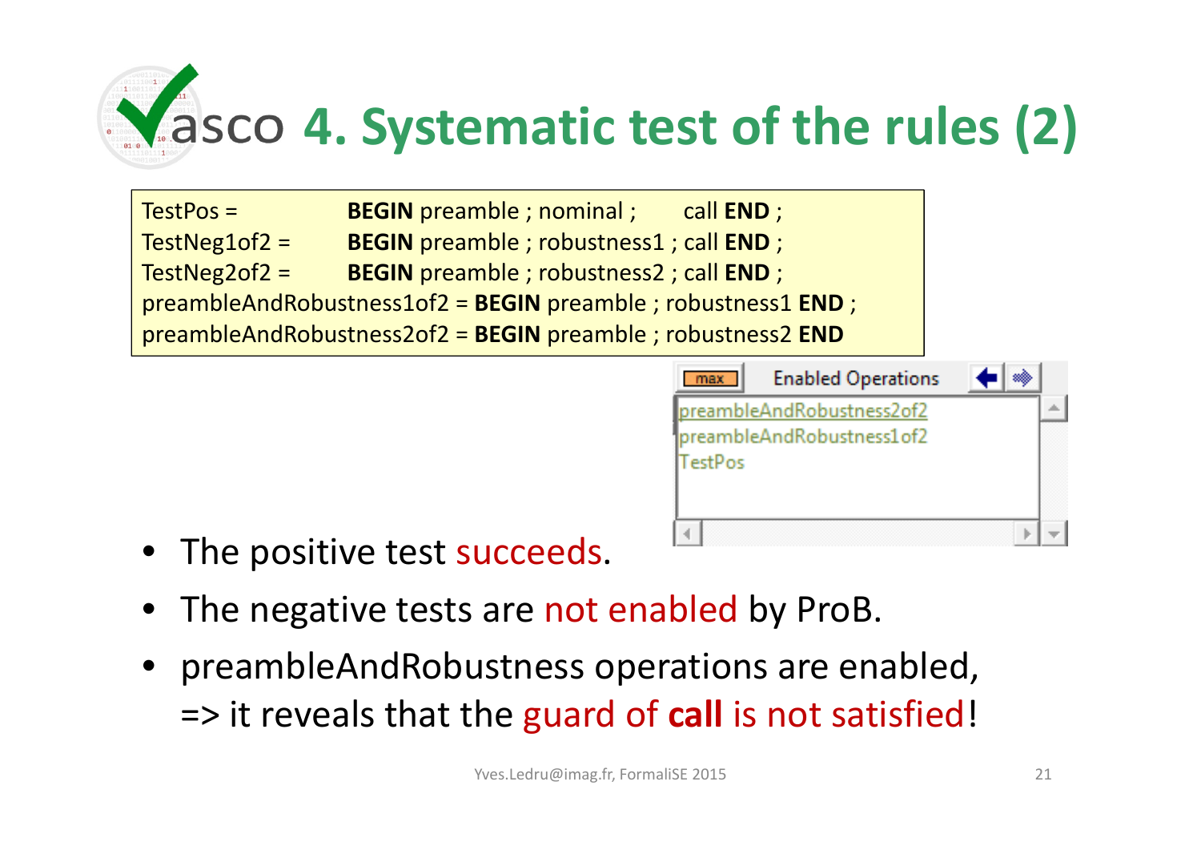# 4. Systematic test of the rules (2)

```
TestPos =              BEGIN preamble ; nominal ;      call END ;
TestNeg1of2 =          BEGIN preamble ; robustness1 ; call END ;
TestNeg2of2 =          BEGIN preamble ; robustness2 ; call END ;
preambleAndRobustness1of2 = BEGIN preamble ; robustness1 END ;
preambleAndRobustness2of2 = BEGIN preamble ; robustness2 END
```

Enabled Operations
- preambleAndRobustness2of2
- preambleAndRobustness1of2
- TestPos

- The positive test succeeds.
- The negative tests are not enabled by ProB.
- preambleAndRobustness operations are enabled,
  => it reveals that the guard of **call** is not satisfied!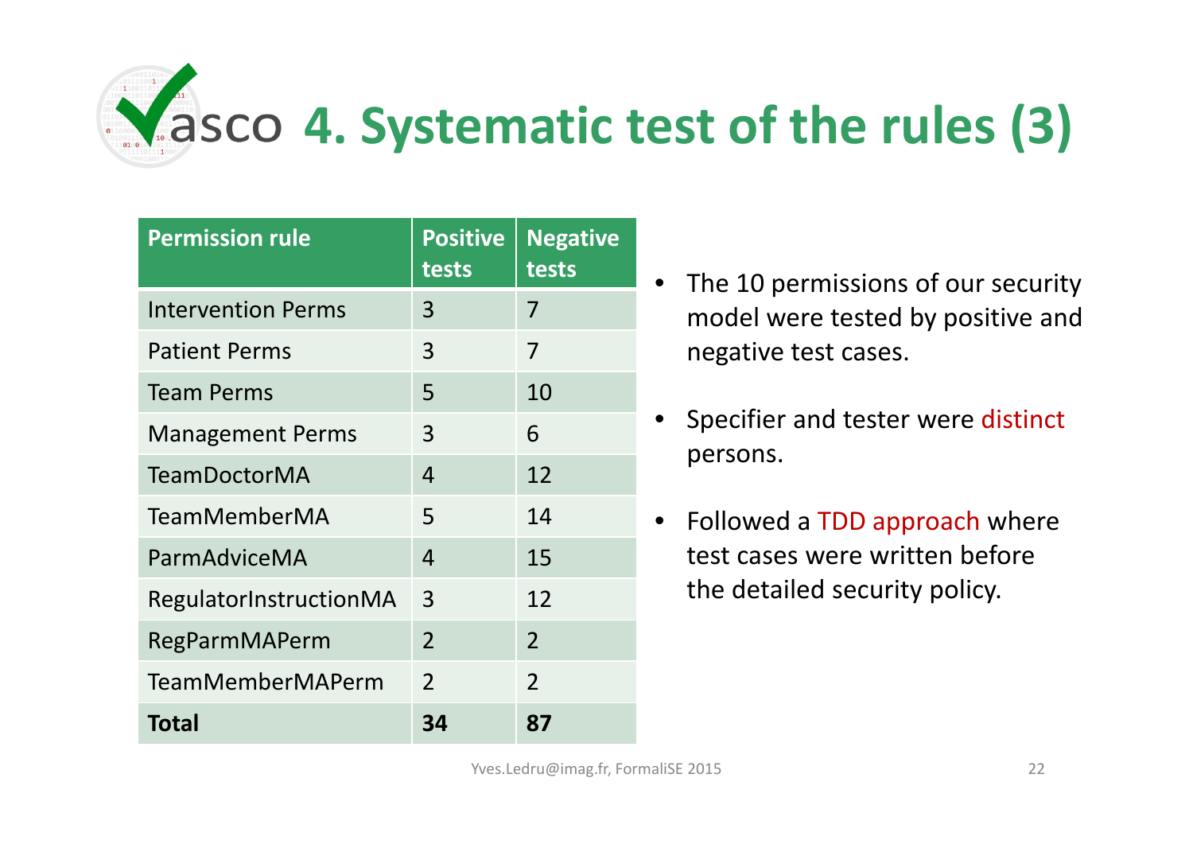# 4. Systematic test of the rules (3)

| Permission rule | Positive tests | Negative tests |
|---|---|---|
| Intervention Perms | 3 | 7 |
| Patient Perms | 3 | 7 |
| Team Perms | 5 | 10 |
| Management Perms | 3 | 6 |
| TeamDoctorMA | 4 | 12 |
| TeamMemberMA | 5 | 14 |
| ParmAdviceMA | 4 | 15 |
| RegulatorInstructionMA | 3 | 12 |
| RegParmMAPerm | 2 | 2 |
| TeamMemberMAPerm | 2 | 2 |
| **Total** | **34** | **87** |

- The 10 permissions of our security model were tested by positive and negative test cases.
- Specifier and tester were distinct persons.
- Followed a TDD approach where test cases were written before the detailed security policy.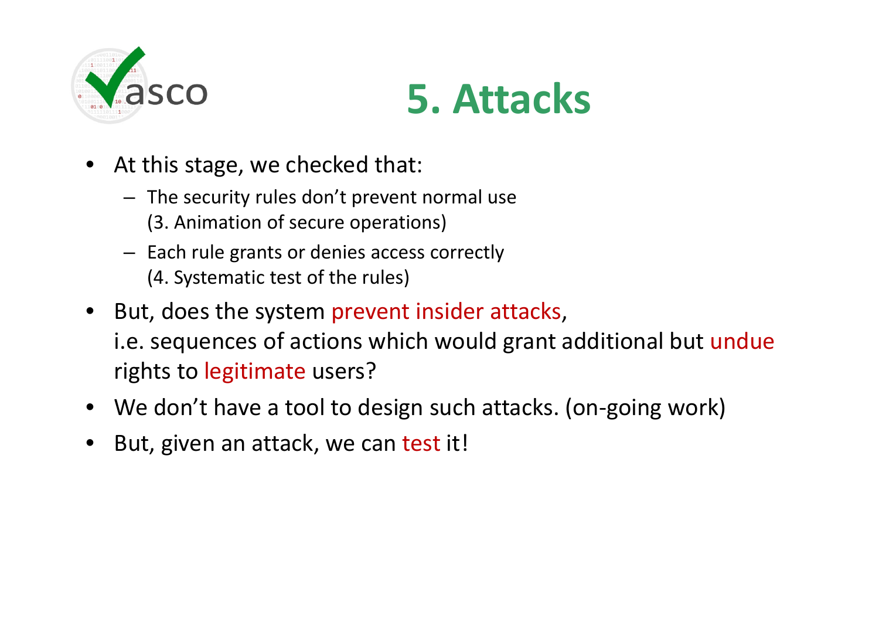# 5. Attacks

- At this stage, we checked that:
  - The security rules don't prevent normal use (3. Animation of secure operations)
  - Each rule grants or denies access correctly (4. Systematic test of the rules)
- But, does the system prevent insider attacks, i.e. sequences of actions which would grant additional but undue rights to legitimate users?
- We don't have a tool to design such attacks. (on-going work)
- But, given an attack, we can test it!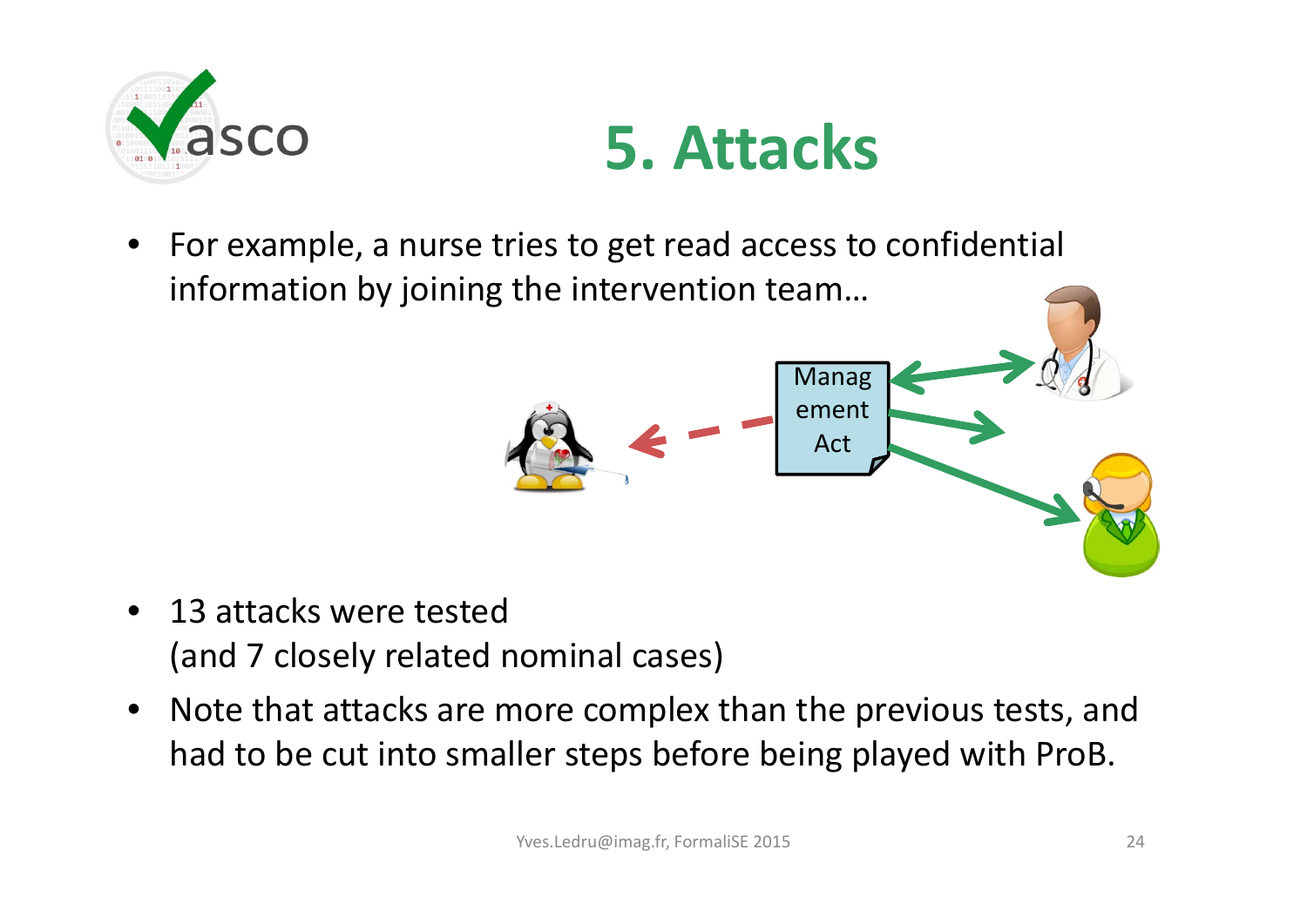# 5. Attacks

- For example, a nurse tries to get read access to confidential information by joining the intervention team…

Management Act

- 13 attacks were tested
  (and 7 closely related nominal cases)
- Note that attacks are more complex than the previous tests, and had to be cut into smaller steps before being played with ProB.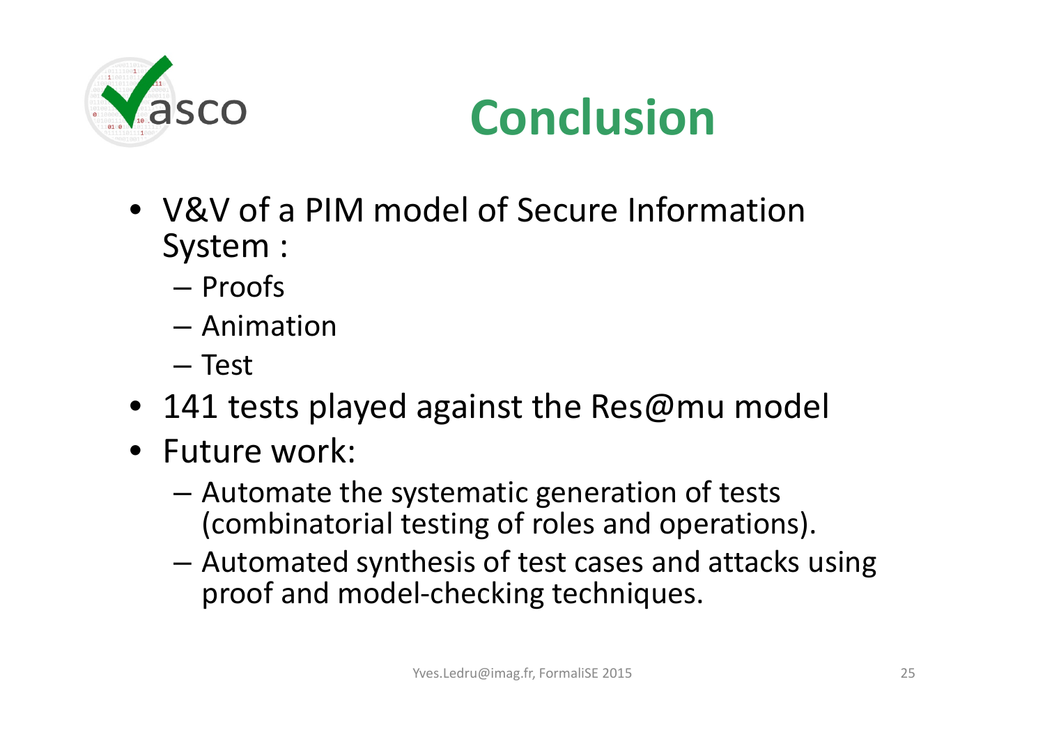# Conclusion

- V&V of a PIM model of Secure Information System :
  - Proofs
  - Animation
  - Test
- 141 tests played against the Res@mu model
- Future work:
  - Automate the systematic generation of tests (combinatorial testing of roles and operations).
  - Automated synthesis of test cases and attacks using proof and model-checking techniques.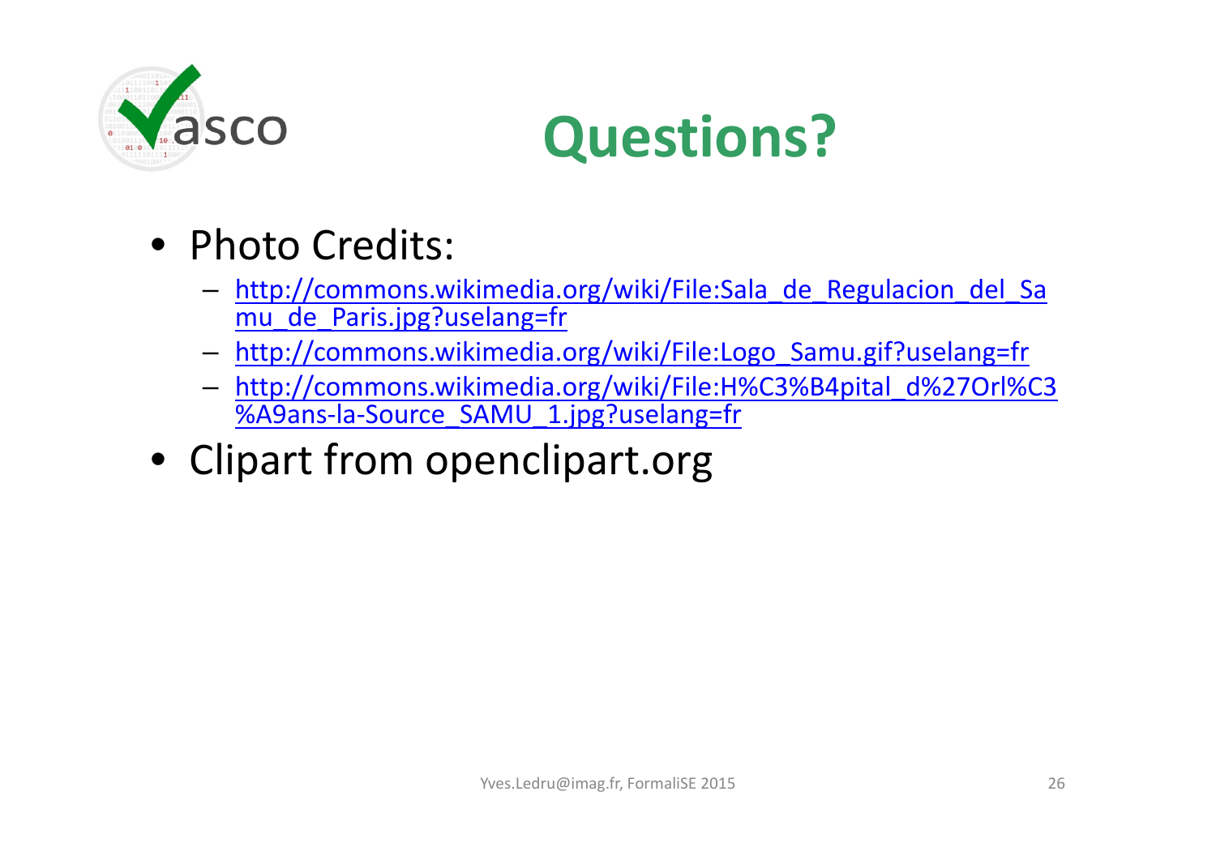# Questions?

- Photo Credits:
  - http://commons.wikimedia.org/wiki/File:Sala_de_Regulacion_del_Samu_de_Paris.jpg?uselang=fr
  - http://commons.wikimedia.org/wiki/File:Logo_Samu.gif?uselang=fr
  - http://commons.wikimedia.org/wiki/File:H%C3%B4pital_d%27Orl%C3%A9ans-la-Source_SAMU_1.jpg?uselang=fr
- Clipart from openclipart.org